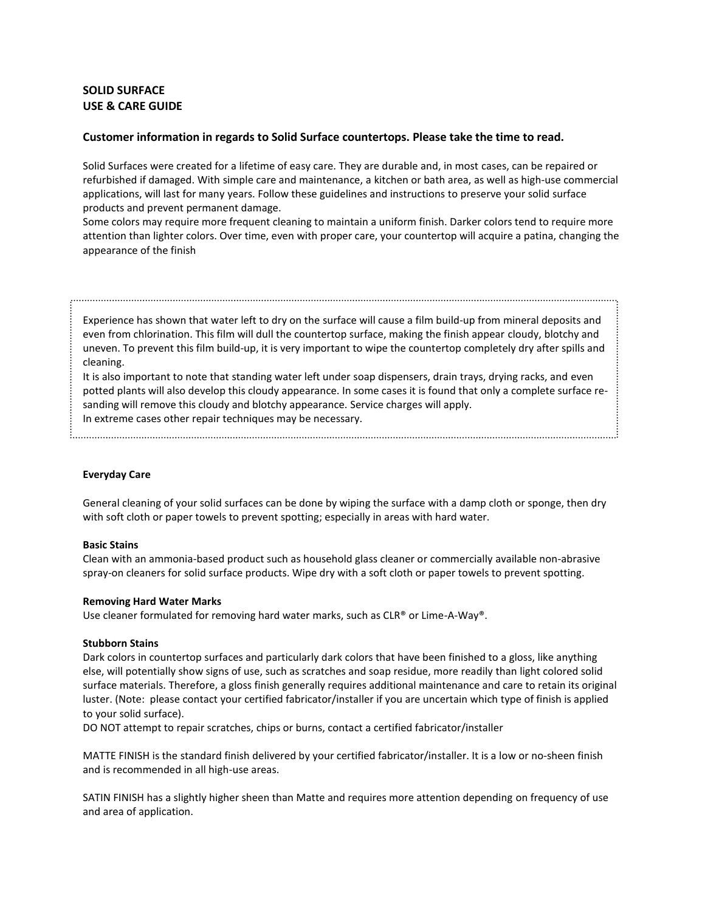# SOLID SURFACE
# USE & CARE GUIDE

## Customer information in regards to Solid Surface countertops. Please take the time to read.

Solid Surfaces were created for a lifetime of easy care. They are durable and, in most cases, can be repaired or refurbished if damaged. With simple care and maintenance, a kitchen or bath area, as well as high-use commercial applications, will last for many years. Follow these guidelines and instructions to preserve your solid surface products and prevent permanent damage.

Some colors may require more frequent cleaning to maintain a uniform finish. Darker colors tend to require more attention than lighter colors. Over time, even with proper care, your countertop will acquire a patina, changing the appearance of the finish

> Experience has shown that water left to dry on the surface will cause a film build-up from mineral deposits and even from chlorination. This film will dull the countertop surface, making the finish appear cloudy, blotchy and uneven. To prevent this film build-up, it is very important to wipe the countertop completely dry after spills and cleaning.
>
> It is also important to note that standing water left under soap dispensers, drain trays, drying racks, and even potted plants will also develop this cloudy appearance. In some cases it is found that only a complete surface re-sanding will remove this cloudy and blotchy appearance. Service charges will apply.
>
> In extreme cases other repair techniques may be necessary.

**Everyday Care**

General cleaning of your solid surfaces can be done by wiping the surface with a damp cloth or sponge, then dry with soft cloth or paper towels to prevent spotting; especially in areas with hard water.

**Basic Stains**

Clean with an ammonia-based product such as household glass cleaner or commercially available non-abrasive spray-on cleaners for solid surface products. Wipe dry with a soft cloth or paper towels to prevent spotting.

**Removing Hard Water Marks**

Use cleaner formulated for removing hard water marks, such as CLR® or Lime-A-Way®.

**Stubborn Stains**

Dark colors in countertop surfaces and particularly dark colors that have been finished to a gloss, like anything else, will potentially show signs of use, such as scratches and soap residue, more readily than light colored solid surface materials. Therefore, a gloss finish generally requires additional maintenance and care to retain its original luster. (Note: please contact your certified fabricator/installer if you are uncertain which type of finish is applied to your solid surface).

DO NOT attempt to repair scratches, chips or burns, contact a certified fabricator/installer

MATTE FINISH is the standard finish delivered by your certified fabricator/installer. It is a low or no-sheen finish and is recommended in all high-use areas.

SATIN FINISH has a slightly higher sheen than Matte and requires more attention depending on frequency of use and area of application.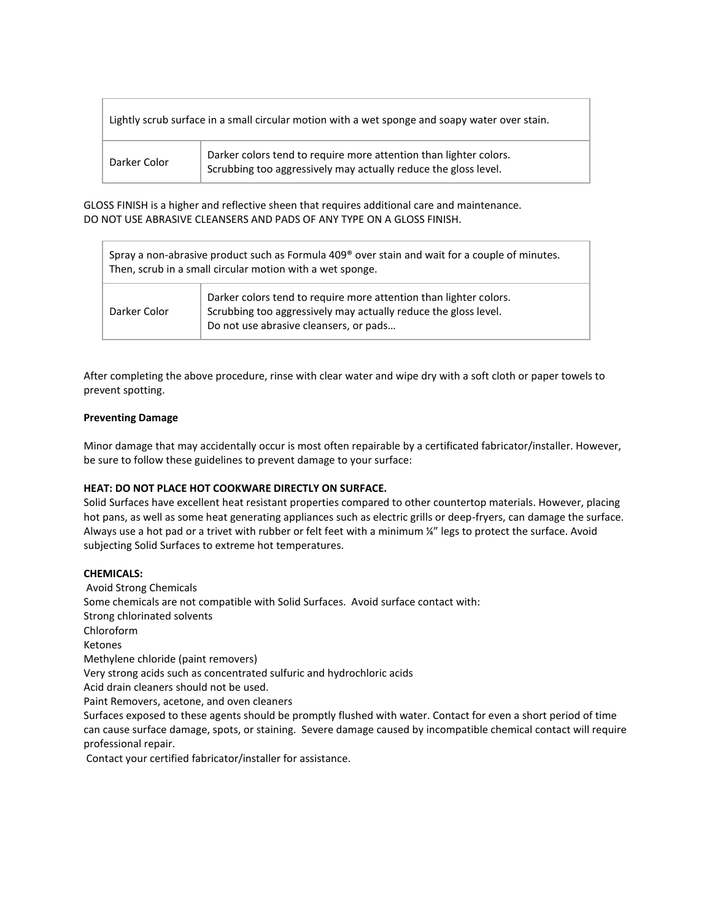| Lightly scrub surface in a small circular motion with a wet sponge and soapy water over stain. | |
|---|---|
| Darker Color | Darker colors tend to require more attention than lighter colors.<br>Scrubbing too aggressively may actually reduce the gloss level. |

GLOSS FINISH is a higher and reflective sheen that requires additional care and maintenance.
DO NOT USE ABRASIVE CLEANSERS AND PADS OF ANY TYPE ON A GLOSS FINISH.

| Spray a non-abrasive product such as Formula 409® over stain and wait for a couple of minutes. Then, scrub in a small circular motion with a wet sponge. | |
|---|---|
| Darker Color | Darker colors tend to require more attention than lighter colors.<br>Scrubbing too aggressively may actually reduce the gloss level.<br>Do not use abrasive cleansers, or pads… |

After completing the above procedure, rinse with clear water and wipe dry with a soft cloth or paper towels to prevent spotting.

**Preventing Damage**

Minor damage that may accidentally occur is most often repairable by a certificated fabricator/installer. However, be sure to follow these guidelines to prevent damage to your surface:

**HEAT: DO NOT PLACE HOT COOKWARE DIRECTLY ON SURFACE.**
Solid Surfaces have excellent heat resistant properties compared to other countertop materials. However, placing hot pans, as well as some heat generating appliances such as electric grills or deep-fryers, can damage the surface. Always use a hot pad or a trivet with rubber or felt feet with a minimum ¼" legs to protect the surface. Avoid subjecting Solid Surfaces to extreme hot temperatures.

**CHEMICALS:**
Avoid Strong Chemicals
Some chemicals are not compatible with Solid Surfaces. Avoid surface contact with:
Strong chlorinated solvents
Chloroform
Ketones
Methylene chloride (paint removers)
Very strong acids such as concentrated sulfuric and hydrochloric acids
Acid drain cleaners should not be used.
Paint Removers, acetone, and oven cleaners
Surfaces exposed to these agents should be promptly flushed with water. Contact for even a short period of time can cause surface damage, spots, or staining. Severe damage caused by incompatible chemical contact will require professional repair.
Contact your certified fabricator/installer for assistance.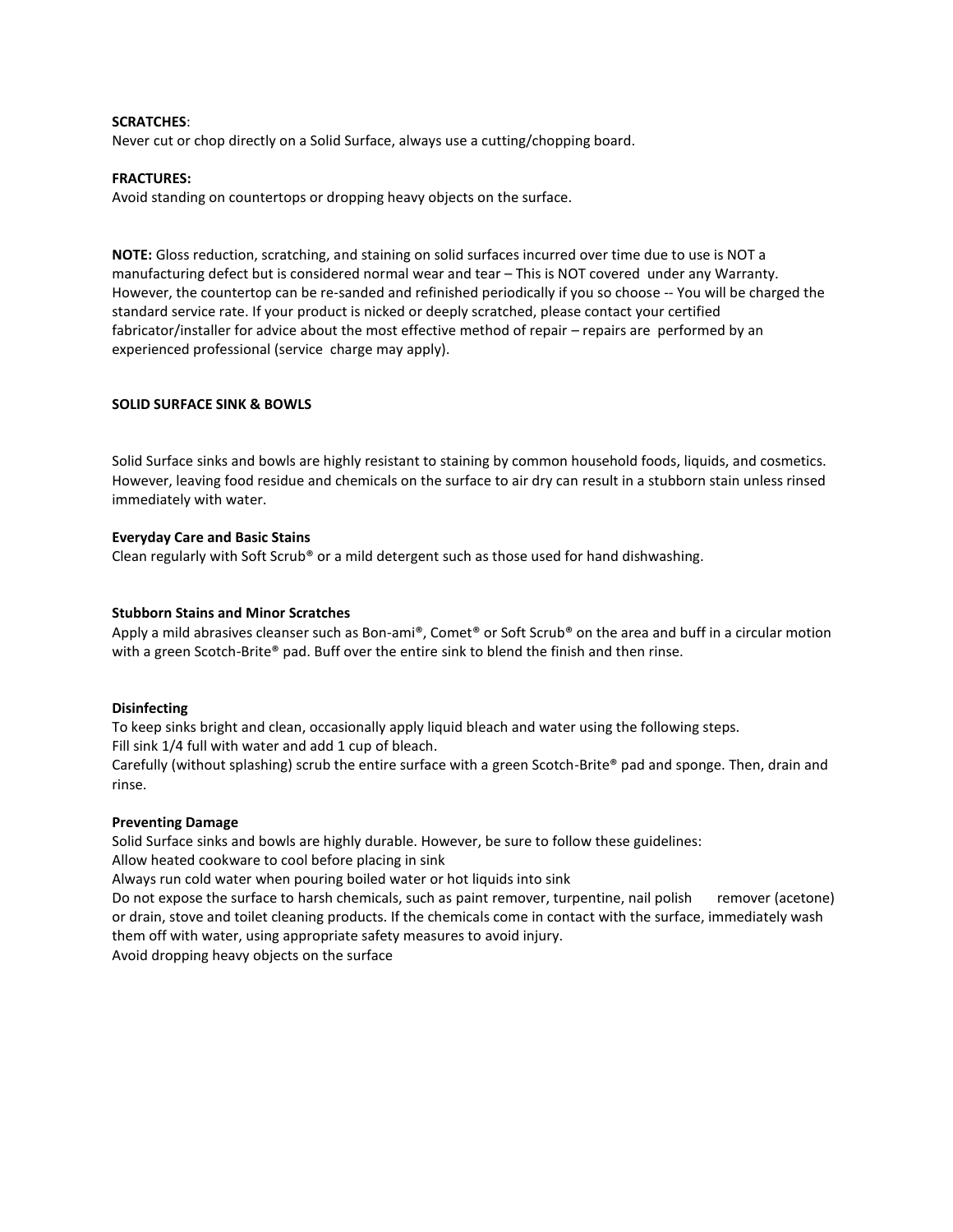**SCRATCHES**:
Never cut or chop directly on a Solid Surface, always use a cutting/chopping board.

**FRACTURES:**
Avoid standing on countertops or dropping heavy objects on the surface.

**NOTE:** Gloss reduction, scratching, and staining on solid surfaces incurred over time due to use is NOT a manufacturing defect but is considered normal wear and tear – This is NOT covered under any Warranty. However, the countertop can be re-sanded and refinished periodically if you so choose -- You will be charged the standard service rate. If your product is nicked or deeply scratched, please contact your certified fabricator/installer for advice about the most effective method of repair – repairs are performed by an experienced professional (service charge may apply).

**SOLID SURFACE SINK & BOWLS**

Solid Surface sinks and bowls are highly resistant to staining by common household foods, liquids, and cosmetics. However, leaving food residue and chemicals on the surface to air dry can result in a stubborn stain unless rinsed immediately with water.

**Everyday Care and Basic Stains**
Clean regularly with Soft Scrub® or a mild detergent such as those used for hand dishwashing.

**Stubborn Stains and Minor Scratches**
Apply a mild abrasives cleanser such as Bon-ami®, Comet® or Soft Scrub® on the area and buff in a circular motion with a green Scotch-Brite® pad. Buff over the entire sink to blend the finish and then rinse.

**Disinfecting**
To keep sinks bright and clean, occasionally apply liquid bleach and water using the following steps.
Fill sink 1/4 full with water and add 1 cup of bleach.
Carefully (without splashing) scrub the entire surface with a green Scotch-Brite® pad and sponge. Then, drain and rinse.

**Preventing Damage**
Solid Surface sinks and bowls are highly durable. However, be sure to follow these guidelines:
Allow heated cookware to cool before placing in sink
Always run cold water when pouring boiled water or hot liquids into sink
Do not expose the surface to harsh chemicals, such as paint remover, turpentine, nail polish remover (acetone) or drain, stove and toilet cleaning products. If the chemicals come in contact with the surface, immediately wash them off with water, using appropriate safety measures to avoid injury.
Avoid dropping heavy objects on the surface